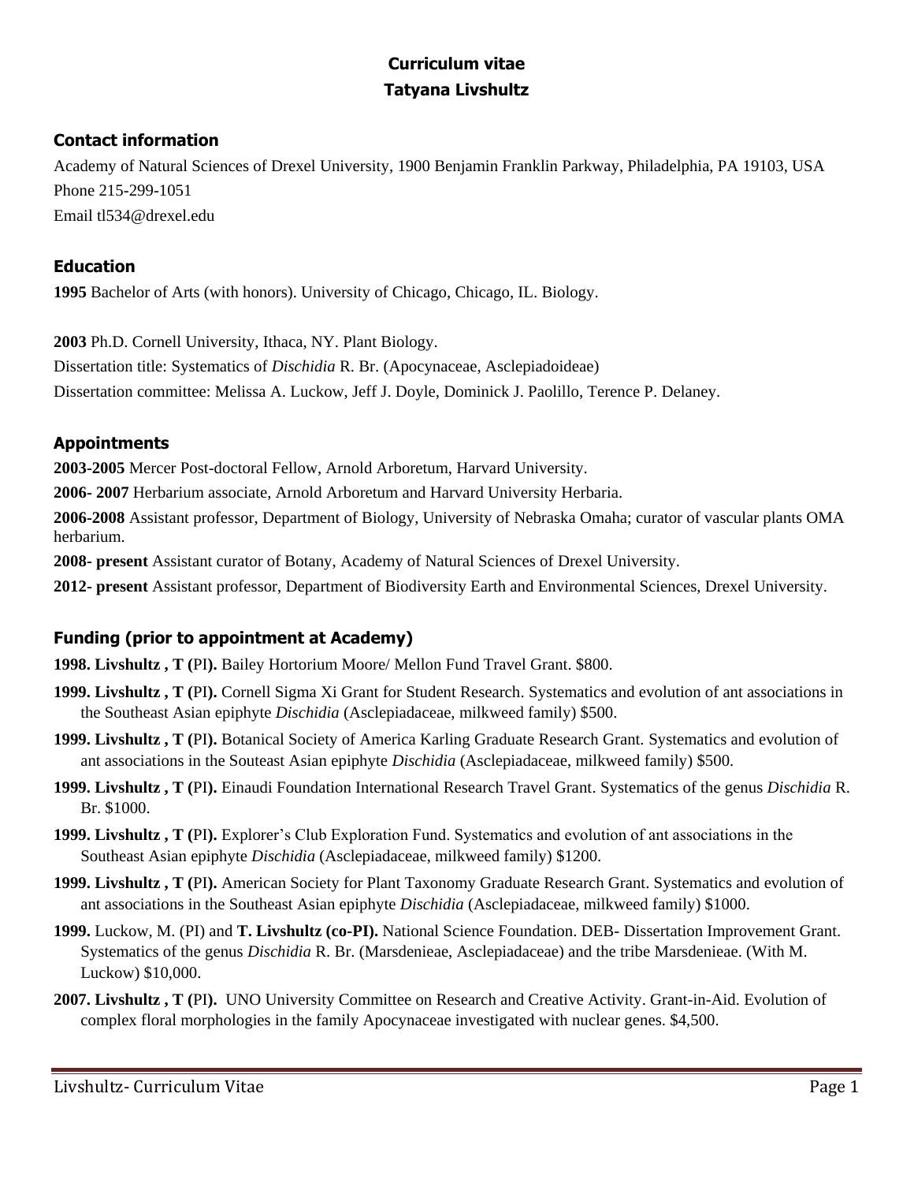# Curriculum vitae
# Tatyana Livshultz

## Contact information

Academy of Natural Sciences of Drexel University, 1900 Benjamin Franklin Parkway, Philadelphia, PA 19103, USA
Phone 215-299-1051
Email tl534@drexel.edu

## Education

**1995** Bachelor of Arts (with honors). University of Chicago, Chicago, IL. Biology.

**2003** Ph.D. Cornell University, Ithaca, NY. Plant Biology.
Dissertation title: Systematics of *Dischidia* R. Br. (Apocynaceae, Asclepiadoideae)
Dissertation committee: Melissa A. Luckow, Jeff J. Doyle, Dominick J. Paolillo, Terence P. Delaney.

## Appointments

**2003-2005** Mercer Post-doctoral Fellow, Arnold Arboretum, Harvard University.

**2006- 2007** Herbarium associate, Arnold Arboretum and Harvard University Herbaria.

**2006-2008** Assistant professor, Department of Biology, University of Nebraska Omaha; curator of vascular plants OMA herbarium.

**2008- present** Assistant curator of Botany, Academy of Natural Sciences of Drexel University.

**2012- present** Assistant professor, Department of Biodiversity Earth and Environmental Sciences, Drexel University.

## Funding (prior to appointment at Academy)

**1998. Livshultz , T (**PI**).** Bailey Hortorium Moore/ Mellon Fund Travel Grant. $800.

**1999. Livshultz , T (**PI**).** Cornell Sigma Xi Grant for Student Research. Systematics and evolution of ant associations in the Southeast Asian epiphyte *Dischidia* (Asclepiadaceae, milkweed family) $500.

**1999. Livshultz , T (**PI**).** Botanical Society of America Karling Graduate Research Grant. Systematics and evolution of ant associations in the Souteast Asian epiphyte *Dischidia* (Asclepiadaceae, milkweed family) $500.

**1999. Livshultz , T (**PI**).** Einaudi Foundation International Research Travel Grant. Systematics of the genus *Dischidia* R. Br. $1000.

**1999. Livshultz , T (**PI**).** Explorer's Club Exploration Fund. Systematics and evolution of ant associations in the Southeast Asian epiphyte *Dischidia* (Asclepiadaceae, milkweed family) $1200.

**1999. Livshultz , T (**PI**).** American Society for Plant Taxonomy Graduate Research Grant. Systematics and evolution of ant associations in the Southeast Asian epiphyte *Dischidia* (Asclepiadaceae, milkweed family) $1000.

**1999.** Luckow, M. (PI) and **T. Livshultz (co-PI).** National Science Foundation. DEB- Dissertation Improvement Grant. Systematics of the genus *Dischidia* R. Br. (Marsdenieae, Asclepiadaceae) and the tribe Marsdenieae. (With M. Luckow) $10,000.

**2007. Livshultz , T (**PI**).** UNO University Committee on Research and Creative Activity. Grant-in-Aid. Evolution of complex floral morphologies in the family Apocynaceae investigated with nuclear genes. $4,500.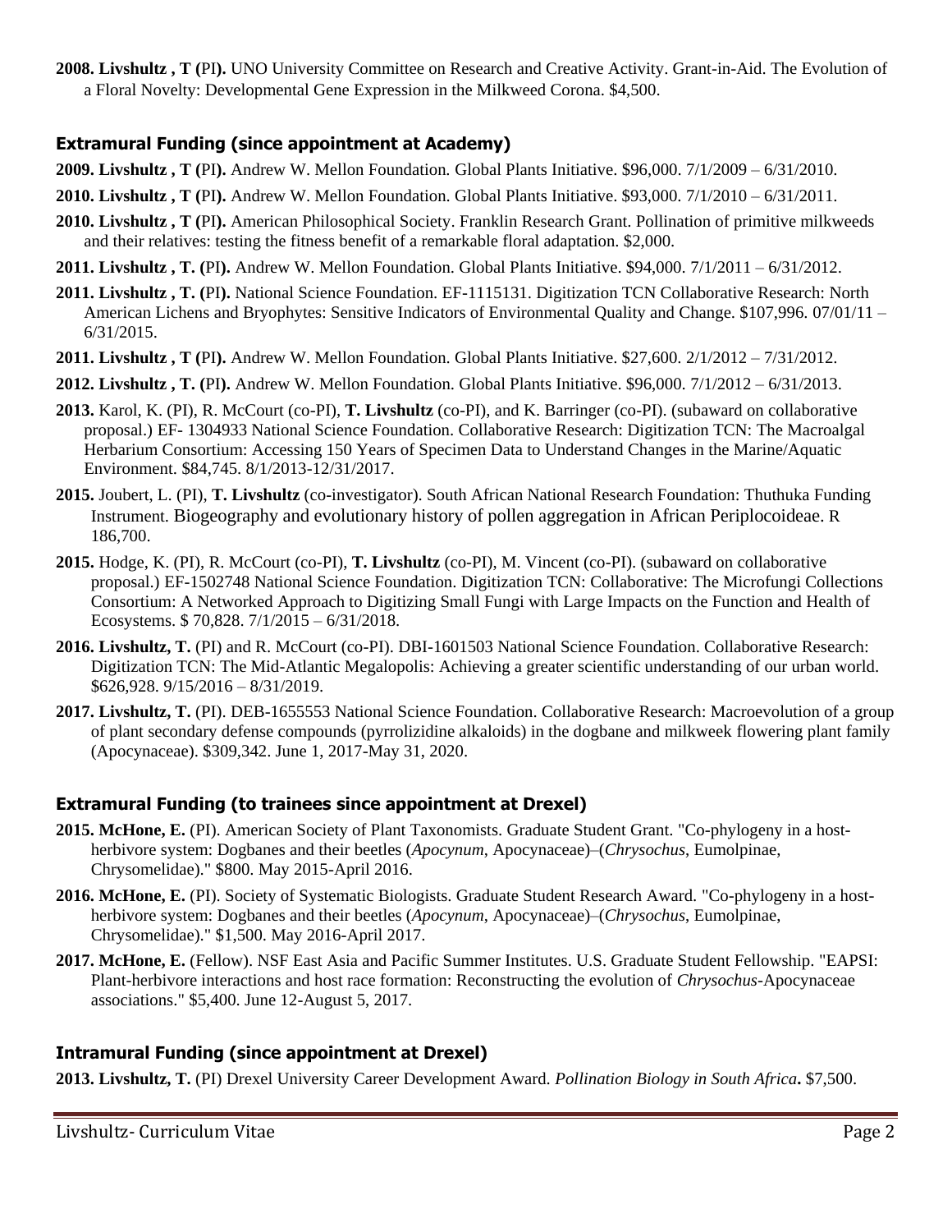**2008. Livshultz , T (**PI**).** UNO University Committee on Research and Creative Activity. Grant-in-Aid. The Evolution of a Floral Novelty: Developmental Gene Expression in the Milkweed Corona. $4,500.

### Extramural Funding (since appointment at Academy)

**2009. Livshultz , T (**PI**).** Andrew W. Mellon Foundation. Global Plants Initiative. $96,000. 7/1/2009 – 6/31/2010.

**2010. Livshultz , T (**PI**).** Andrew W. Mellon Foundation. Global Plants Initiative. $93,000. 7/1/2010 – 6/31/2011.

**2010. Livshultz , T (**PI**).** American Philosophical Society. Franklin Research Grant. Pollination of primitive milkweeds and their relatives: testing the fitness benefit of a remarkable floral adaptation. $2,000.

**2011. Livshultz , T. (**PI**).** Andrew W. Mellon Foundation. Global Plants Initiative. $94,000. 7/1/2011 – 6/31/2012.

**2011. Livshultz , T. (**PI**).** National Science Foundation. EF-1115131. Digitization TCN Collaborative Research: North American Lichens and Bryophytes: Sensitive Indicators of Environmental Quality and Change. $107,996. 07/01/11 – 6/31/2015.

**2011. Livshultz , T (**PI**).** Andrew W. Mellon Foundation. Global Plants Initiative. $27,600. 2/1/2012 – 7/31/2012.

**2012. Livshultz , T. (**PI**).** Andrew W. Mellon Foundation. Global Plants Initiative. $96,000. 7/1/2012 – 6/31/2013.

**2013.** Karol, K. (PI), R. McCourt (co-PI), **T. Livshultz** (co-PI), and K. Barringer (co-PI). (subaward on collaborative proposal.) EF- 1304933 National Science Foundation. Collaborative Research: Digitization TCN: The Macroalgal Herbarium Consortium: Accessing 150 Years of Specimen Data to Understand Changes in the Marine/Aquatic Environment. $84,745. 8/1/2013-12/31/2017.

**2015.** Joubert, L. (PI), **T. Livshultz** (co-investigator). South African National Research Foundation: Thuthuka Funding Instrument. Biogeography and evolutionary history of pollen aggregation in African Periplocoideae. R 186,700.

**2015.** Hodge, K. (PI), R. McCourt (co-PI), **T. Livshultz** (co-PI), M. Vincent (co-PI). (subaward on collaborative proposal.) EF-1502748 National Science Foundation. Digitization TCN: Collaborative: The Microfungi Collections Consortium: A Networked Approach to Digitizing Small Fungi with Large Impacts on the Function and Health of Ecosystems. $ 70,828. 7/1/2015 – 6/31/2018.

**2016. Livshultz, T.** (PI) and R. McCourt (co-PI). DBI-1601503 National Science Foundation. Collaborative Research: Digitization TCN: The Mid-Atlantic Megalopolis: Achieving a greater scientific understanding of our urban world. $626,928. 9/15/2016 – 8/31/2019.

**2017. Livshultz, T.** (PI). DEB-1655553 National Science Foundation. Collaborative Research: Macroevolution of a group of plant secondary defense compounds (pyrrolizidine alkaloids) in the dogbane and milkweek flowering plant family (Apocynaceae). $309,342. June 1, 2017-May 31, 2020.

### Extramural Funding (to trainees since appointment at Drexel)

**2015. McHone, E.** (PI). American Society of Plant Taxonomists. Graduate Student Grant. "Co-phylogeny in a host-herbivore system: Dogbanes and their beetles (*Apocynum*, Apocynaceae)–(*Chrysochus*, Eumolpinae, Chrysomelidae)." $800. May 2015-April 2016.

**2016. McHone, E.** (PI). Society of Systematic Biologists. Graduate Student Research Award. "Co-phylogeny in a host-herbivore system: Dogbanes and their beetles (*Apocynum*, Apocynaceae)–(*Chrysochus*, Eumolpinae, Chrysomelidae)." $1,500. May 2016-April 2017.

**2017. McHone, E.** (Fellow). NSF East Asia and Pacific Summer Institutes. U.S. Graduate Student Fellowship. "EAPSI: Plant-herbivore interactions and host race formation: Reconstructing the evolution of *Chrysochus*-Apocynaceae associations." $5,400. June 12-August 5, 2017.

### Intramural Funding (since appointment at Drexel)

**2013. Livshultz, T.** (PI) Drexel University Career Development Award. *Pollination Biology in South Africa***.** $7,500.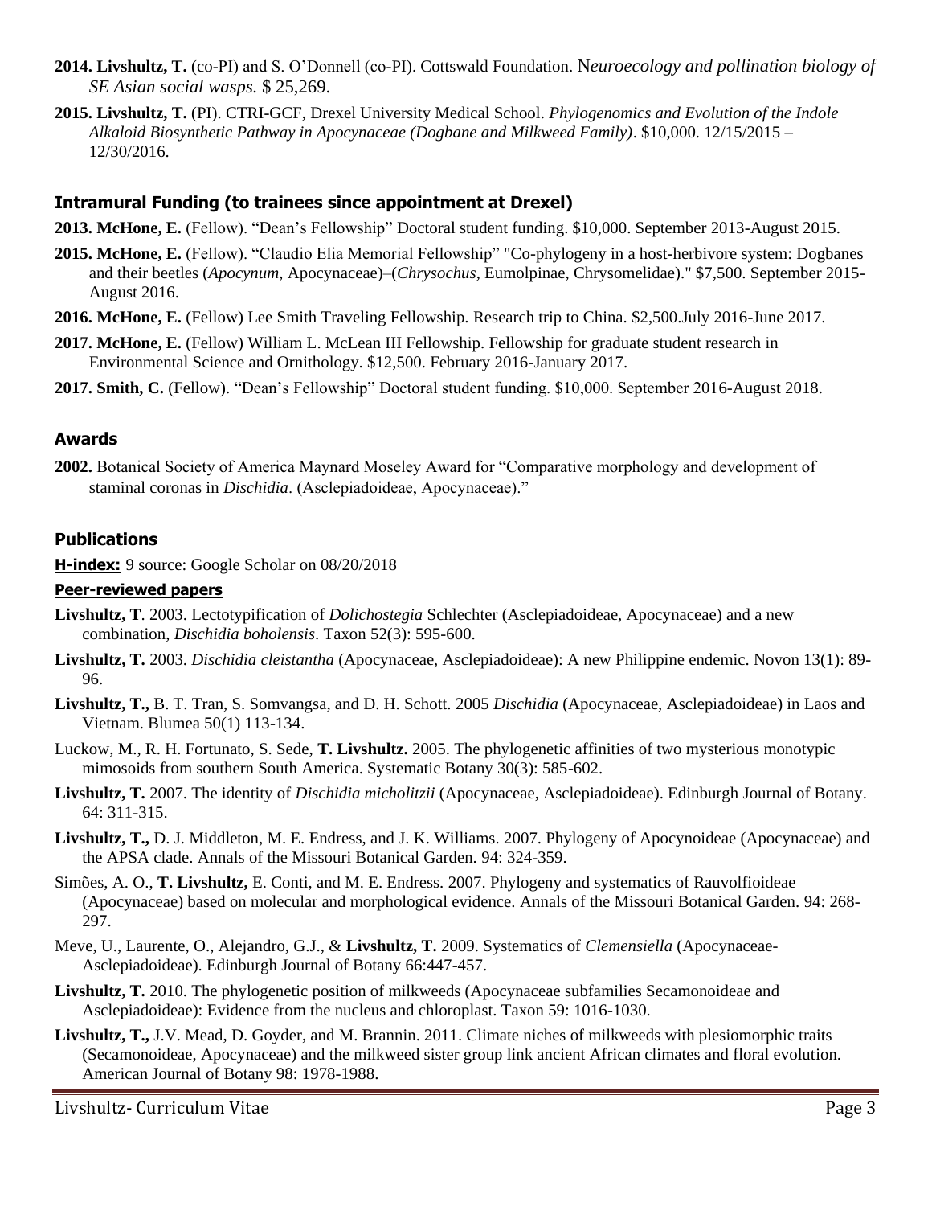**2014. Livshultz, T.** (co-PI) and S. O'Donnell (co-PI). Cottswald Foundation. N*euroecology and pollination biology of SE Asian social wasps.* $ 25,269.

**2015. Livshultz, T.** (PI). CTRI-GCF, Drexel University Medical School. *Phylogenomics and Evolution of the Indole Alkaloid Biosynthetic Pathway in Apocynaceae (Dogbane and Milkweed Family)*. $10,000. 12/15/2015 – 12/30/2016.

## Intramural Funding (to trainees since appointment at Drexel)

**2013. McHone, E.** (Fellow). "Dean's Fellowship" Doctoral student funding. $10,000. September 2013-August 2015.

**2015. McHone, E.** (Fellow). "Claudio Elia Memorial Fellowship" "Co-phylogeny in a host-herbivore system: Dogbanes and their beetles (*Apocynum*, Apocynaceae)–(*Chrysochus*, Eumolpinae, Chrysomelidae)." $7,500. September 2015-August 2016.

**2016. McHone, E.** (Fellow) Lee Smith Traveling Fellowship. Research trip to China. $2,500.July 2016-June 2017.

**2017. McHone, E.** (Fellow) William L. McLean III Fellowship. Fellowship for graduate student research in Environmental Science and Ornithology. $12,500. February 2016-January 2017.

**2017. Smith, C.** (Fellow). "Dean's Fellowship" Doctoral student funding. $10,000. September 2016-August 2018.

## Awards

**2002.** Botanical Society of America Maynard Moseley Award for "Comparative morphology and development of staminal coronas in *Dischidia*. (Asclepiadoideae, Apocynaceae)."

## Publications

**H-index:** 9 source: Google Scholar on 08/20/2018

### Peer-reviewed papers

**Livshultz, T**. 2003. Lectotypification of *Dolichostegia* Schlechter (Asclepiadoideae, Apocynaceae) and a new combination, *Dischidia boholensis*. Taxon 52(3): 595-600.

**Livshultz, T.** 2003. *Dischidia cleistantha* (Apocynaceae, Asclepiadoideae): A new Philippine endemic. Novon 13(1): 89-96.

**Livshultz, T.,** B. T. Tran, S. Somvangsa, and D. H. Schott. 2005 *Dischidia* (Apocynaceae, Asclepiadoideae) in Laos and Vietnam. Blumea 50(1) 113-134.

Luckow, M., R. H. Fortunato, S. Sede, **T. Livshultz.** 2005. The phylogenetic affinities of two mysterious monotypic mimosoids from southern South America. Systematic Botany 30(3): 585-602.

**Livshultz, T.** 2007. The identity of *Dischidia micholitzii* (Apocynaceae, Asclepiadoideae). Edinburgh Journal of Botany. 64: 311-315.

**Livshultz, T.,** D. J. Middleton, M. E. Endress, and J. K. Williams. 2007. Phylogeny of Apocynoideae (Apocynaceae) and the APSA clade. Annals of the Missouri Botanical Garden. 94: 324-359.

Simões, A. O., **T. Livshultz,** E. Conti, and M. E. Endress. 2007. Phylogeny and systematics of Rauvolfioideae (Apocynaceae) based on molecular and morphological evidence. Annals of the Missouri Botanical Garden. 94: 268-297.

Meve, U., Laurente, O., Alejandro, G.J., & **Livshultz, T.** 2009. Systematics of *Clemensiella* (Apocynaceae-Asclepiadoideae). Edinburgh Journal of Botany 66:447-457.

**Livshultz, T.** 2010. The phylogenetic position of milkweeds (Apocynaceae subfamilies Secamonoideae and Asclepiadoideae): Evidence from the nucleus and chloroplast. Taxon 59: 1016-1030.

**Livshultz, T.,** J.V. Mead, D. Goyder, and M. Brannin. 2011. Climate niches of milkweeds with plesiomorphic traits (Secamonoideae, Apocynaceae) and the milkweed sister group link ancient African climates and floral evolution. American Journal of Botany 98: 1978-1988.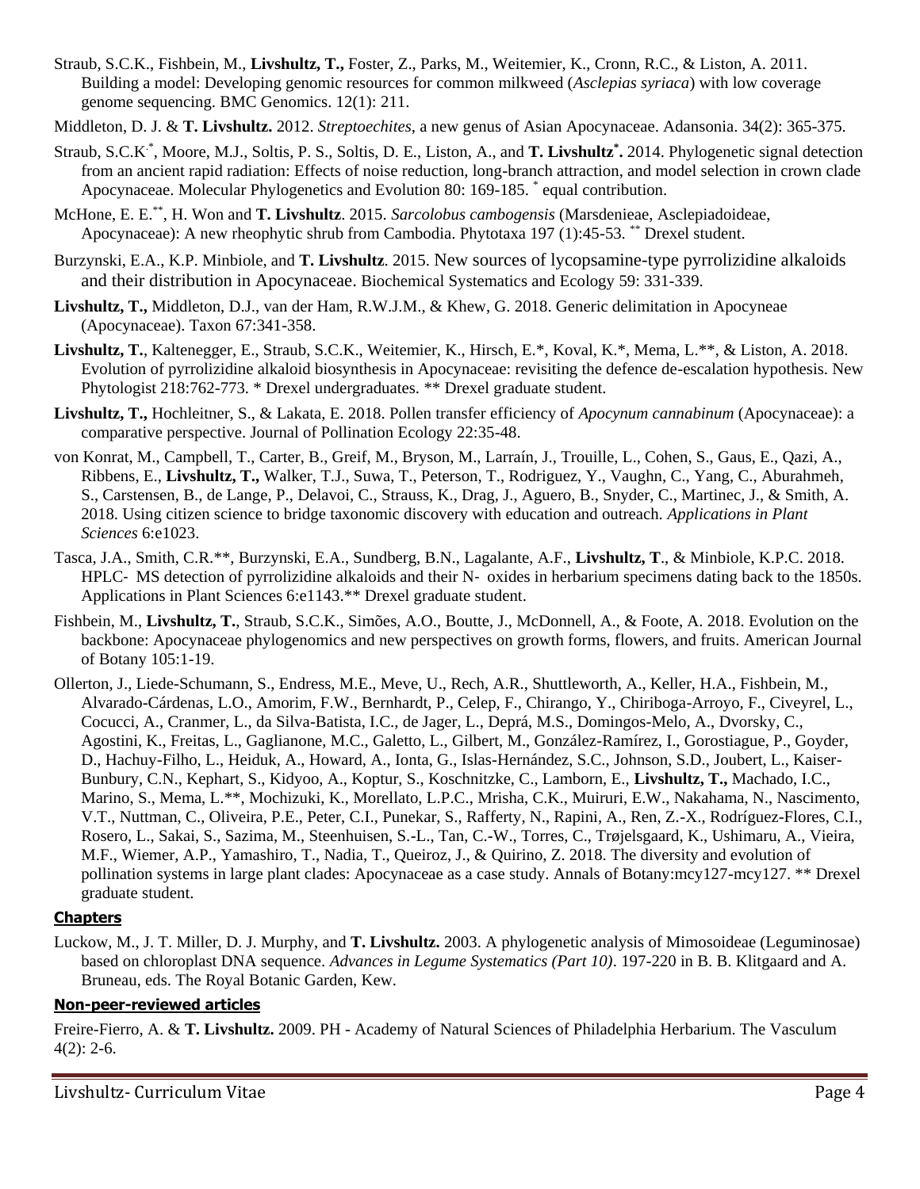Straub, S.C.K., Fishbein, M., **Livshultz, T.,** Foster, Z., Parks, M., Weitemier, K., Cronn, R.C., & Liston, A. 2011. Building a model: Developing genomic resources for common milkweed (*Asclepias syriaca*) with low coverage genome sequencing. BMC Genomics. 12(1): 211.

Middleton, D. J. & **T. Livshultz.** 2012. *Streptoechites*, a new genus of Asian Apocynaceae. Adansonia. 34(2): 365-375.

Straub, S.C.K.[*], Moore, M.J., Soltis, P. S., Soltis, D. E., Liston, A., and **T. Livshultz**[*]**.** 2014. Phylogenetic signal detection from an ancient rapid radiation: Effects of noise reduction, long-branch attraction, and model selection in crown clade Apocynaceae. Molecular Phylogenetics and Evolution 80: 169-185. [*] equal contribution.

McHone, E. E.[**], H. Won and **T. Livshultz**. 2015. *Sarcolobus cambogensis* (Marsdenieae, Asclepiadoideae, Apocynaceae): A new rheophytic shrub from Cambodia. Phytotaxa 197 (1):45-53. [**] Drexel student.

Burzynski, E.A., K.P. Minbiole, and **T. Livshultz**. 2015. New sources of lycopsamine-type pyrrolizidine alkaloids and their distribution in Apocynaceae. Biochemical Systematics and Ecology 59: 331-339.

**Livshultz, T.,** Middleton, D.J., van der Ham, R.W.J.M., & Khew, G. 2018. Generic delimitation in Apocyneae (Apocynaceae). Taxon 67:341-358.

**Livshultz, T.**, Kaltenegger, E., Straub, S.C.K., Weitemier, K., Hirsch, E.*, Koval, K.*, Mema, L.**, & Liston, A. 2018. Evolution of pyrrolizidine alkaloid biosynthesis in Apocynaceae: revisiting the defence de-escalation hypothesis. New Phytologist 218:762-773. * Drexel undergraduates. ** Drexel graduate student.

**Livshultz, T.,** Hochleitner, S., & Lakata, E. 2018. Pollen transfer efficiency of *Apocynum cannabinum* (Apocynaceae): a comparative perspective. Journal of Pollination Ecology 22:35-48.

von Konrat, M., Campbell, T., Carter, B., Greif, M., Bryson, M., Larraín, J., Trouille, L., Cohen, S., Gaus, E., Qazi, A., Ribbens, E., **Livshultz, T.,** Walker, T.J., Suwa, T., Peterson, T., Rodriguez, Y., Vaughn, C., Yang, C., Aburahmeh, S., Carstensen, B., de Lange, P., Delavoi, C., Strauss, K., Drag, J., Aguero, B., Snyder, C., Martinec, J., & Smith, A. 2018. Using citizen science to bridge taxonomic discovery with education and outreach. *Applications in Plant Sciences* 6:e1023.

Tasca, J.A., Smith, C.R.**, Burzynski, E.A., Sundberg, B.N., Lagalante, A.F., **Livshultz, T**., & Minbiole, K.P.C. 2018. HPLC‐ MS detection of pyrrolizidine alkaloids and their N‐ oxides in herbarium specimens dating back to the 1850s. Applications in Plant Sciences 6:e1143.** Drexel graduate student.

Fishbein, M., **Livshultz, T.**, Straub, S.C.K., Simões, A.O., Boutte, J., McDonnell, A., & Foote, A. 2018. Evolution on the backbone: Apocynaceae phylogenomics and new perspectives on growth forms, flowers, and fruits. American Journal of Botany 105:1-19.

Ollerton, J., Liede-Schumann, S., Endress, M.E., Meve, U., Rech, A.R., Shuttleworth, A., Keller, H.A., Fishbein, M., Alvarado-Cárdenas, L.O., Amorim, F.W., Bernhardt, P., Celep, F., Chirango, Y., Chiriboga-Arroyo, F., Civeyrel, L., Cocucci, A., Cranmer, L., da Silva-Batista, I.C., de Jager, L., Deprá, M.S., Domingos-Melo, A., Dvorsky, C., Agostini, K., Freitas, L., Gaglianone, M.C., Galetto, L., Gilbert, M., González-Ramírez, I., Gorostiague, P., Goyder, D., Hachuy-Filho, L., Heiduk, A., Howard, A., Ionta, G., Islas-Hernández, S.C., Johnson, S.D., Joubert, L., Kaiser-Bunbury, C.N., Kephart, S., Kidyoo, A., Koptur, S., Koschnitzke, C., Lamborn, E., **Livshultz, T.,** Machado, I.C., Marino, S., Mema, L.**, Mochizuki, K., Morellato, L.P.C., Mrisha, C.K., Muiruri, E.W., Nakahama, N., Nascimento, V.T., Nuttman, C., Oliveira, P.E., Peter, C.I., Punekar, S., Rafferty, N., Rapini, A., Ren, Z.-X., Rodríguez-Flores, C.I., Rosero, L., Sakai, S., Sazima, M., Steenhuisen, S.-L., Tan, C.-W., Torres, C., Trøjelsgaard, K., Ushimaru, A., Vieira, M.F., Wiemer, A.P., Yamashiro, T., Nadia, T., Queiroz, J., & Quirino, Z. 2018. The diversity and evolution of pollination systems in large plant clades: Apocynaceae as a case study. Annals of Botany:mcy127-mcy127. ** Drexel graduate student.

## Chapters

Luckow, M., J. T. Miller, D. J. Murphy, and **T. Livshultz.** 2003. A phylogenetic analysis of Mimosoideae (Leguminosae) based on chloroplast DNA sequence. *Advances in Legume Systematics (Part 10)*. 197-220 in B. B. Klitgaard and A. Bruneau, eds. The Royal Botanic Garden, Kew.

## Non-peer-reviewed articles

Freire-Fierro, A. & **T. Livshultz.** 2009. PH - Academy of Natural Sciences of Philadelphia Herbarium. The Vasculum 4(2): 2-6.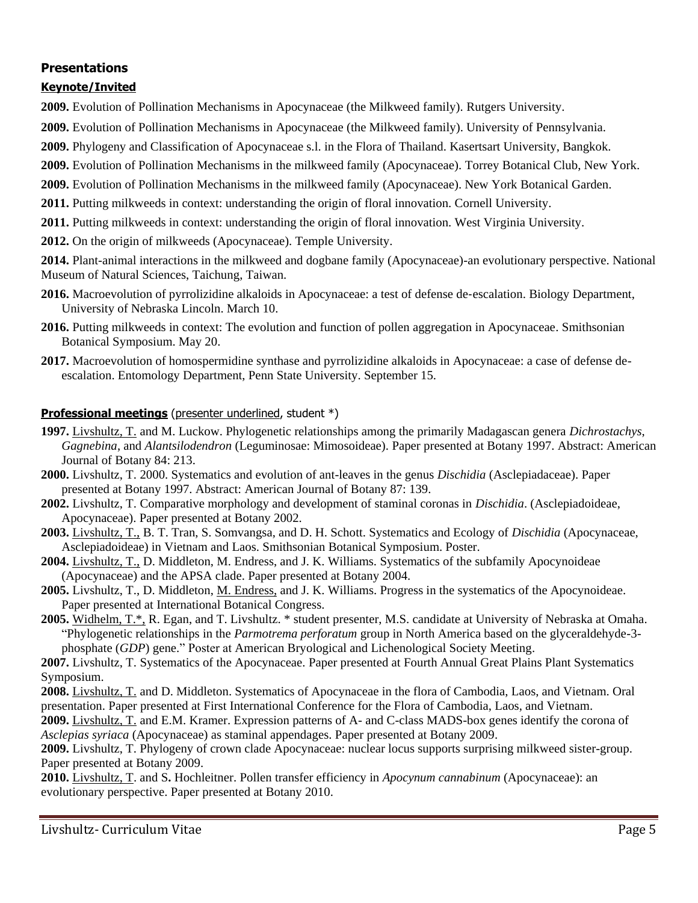## Presentations

### Keynote/Invited

**2009.** Evolution of Pollination Mechanisms in Apocynaceae (the Milkweed family). Rutgers University.

**2009.** Evolution of Pollination Mechanisms in Apocynaceae (the Milkweed family). University of Pennsylvania.

**2009.** Phylogeny and Classification of Apocynaceae s.l. in the Flora of Thailand. Kasertsart University, Bangkok.

**2009.** Evolution of Pollination Mechanisms in the milkweed family (Apocynaceae). Torrey Botanical Club, New York.

**2009.** Evolution of Pollination Mechanisms in the milkweed family (Apocynaceae). New York Botanical Garden.

**2011.** Putting milkweeds in context: understanding the origin of floral innovation. Cornell University.

**2011.** Putting milkweeds in context: understanding the origin of floral innovation. West Virginia University.

**2012.** On the origin of milkweeds (Apocynaceae). Temple University.

**2014.** Plant-animal interactions in the milkweed and dogbane family (Apocynaceae)-an evolutionary perspective. National Museum of Natural Sciences, Taichung, Taiwan.

**2016.** Macroevolution of pyrrolizidine alkaloids in Apocynaceae: a test of defense de-escalation. Biology Department, University of Nebraska Lincoln. March 10.

**2016.** Putting milkweeds in context: The evolution and function of pollen aggregation in Apocynaceae. Smithsonian Botanical Symposium. May 20.

**2017.** Macroevolution of homospermidine synthase and pyrrolizidine alkaloids in Apocynaceae: a case of defense de-escalation. Entomology Department, Penn State University. September 15.

### Professional meetings (<u>presenter underlined</u>, student *)

**1997.** <u>Livshultz, T.</u> and M. Luckow. Phylogenetic relationships among the primarily Madagascan genera *Dichrostachys*, *Gagnebina*, and *Alantsilodendron* (Leguminosae: Mimosoideae). Paper presented at Botany 1997. Abstract: American Journal of Botany 84: 213.

**2000.** Livshultz, T. 2000. Systematics and evolution of ant-leaves in the genus *Dischidia* (Asclepiadaceae). Paper presented at Botany 1997. Abstract: American Journal of Botany 87: 139.

**2002.** Livshultz, T. Comparative morphology and development of staminal coronas in *Dischidia*. (Asclepiadoideae, Apocynaceae). Paper presented at Botany 2002.

**2003.** <u>Livshultz, T.,</u> B. T. Tran, S. Somvangsa, and D. H. Schott. Systematics and Ecology of *Dischidia* (Apocynaceae, Asclepiadoideae) in Vietnam and Laos. Smithsonian Botanical Symposium. Poster.

**2004.** <u>Livshultz, T.,</u> D. Middleton, M. Endress, and J. K. Williams. Systematics of the subfamily Apocynoideae (Apocynaceae) and the APSA clade. Paper presented at Botany 2004.

**2005.** Livshultz, T., D. Middleton, <u>M. Endress,</u> and J. K. Williams. Progress in the systematics of the Apocynoideae. Paper presented at International Botanical Congress.

**2005.** <u>Widhelm, T.*,</u> R. Egan, and T. Livshultz. * student presenter, M.S. candidate at University of Nebraska at Omaha. "Phylogenetic relationships in the *Parmotrema perforatum* group in North America based on the glyceraldehyde-3-phosphate (*GDP*) gene." Poster at American Bryological and Lichenological Society Meeting.

**2007.** Livshultz, T. Systematics of the Apocynaceae. Paper presented at Fourth Annual Great Plains Plant Systematics Symposium.

**2008.** <u>Livshultz, T.</u> and D. Middleton. Systematics of Apocynaceae in the flora of Cambodia, Laos, and Vietnam. Oral presentation. Paper presented at First International Conference for the Flora of Cambodia, Laos, and Vietnam.

**2009.** <u>Livshultz, T.</u> and E.M. Kramer. Expression patterns of A- and C-class MADS-box genes identify the corona of *Asclepias syriaca* (Apocynaceae) as staminal appendages. Paper presented at Botany 2009.

**2009.** Livshultz, T. Phylogeny of crown clade Apocynaceae: nuclear locus supports surprising milkweed sister-group. Paper presented at Botany 2009.

**2010.** <u>Livshultz, T</u>. and S**.** Hochleitner. Pollen transfer efficiency in *Apocynum cannabinum* (Apocynaceae): an evolutionary perspective. Paper presented at Botany 2010.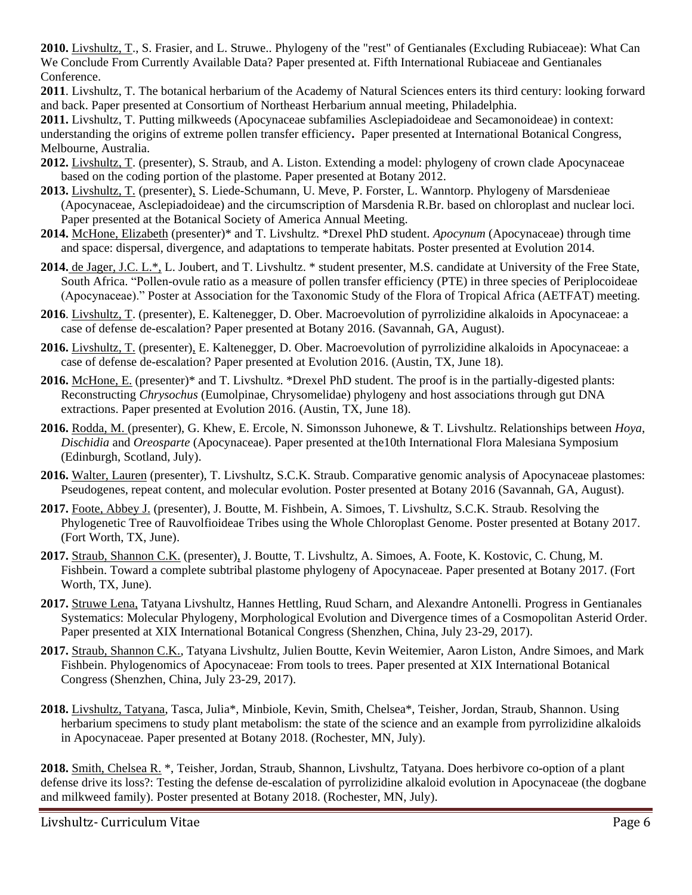**2010.** Livshultz, T., S. Frasier, and L. Struwe.. Phylogeny of the "rest" of Gentianales (Excluding Rubiaceae): What Can We Conclude From Currently Available Data? Paper presented at. Fifth International Rubiaceae and Gentianales Conference.

**2011**. Livshultz, T. The botanical herbarium of the Academy of Natural Sciences enters its third century: looking forward and back. Paper presented at Consortium of Northeast Herbarium annual meeting, Philadelphia.

**2011.** Livshultz, T. Putting milkweeds (Apocynaceae subfamilies Asclepiadoideae and Secamonoideae) in context: understanding the origins of extreme pollen transfer efficiency**.** Paper presented at International Botanical Congress, Melbourne, Australia.

**2012.** Livshultz, T. (presenter), S. Straub, and A. Liston. Extending a model: phylogeny of crown clade Apocynaceae based on the coding portion of the plastome. Paper presented at Botany 2012.

**2013.** Livshultz, T. (presenter), S. Liede-Schumann, U. Meve, P. Forster, L. Wanntorp. Phylogeny of Marsdenieae (Apocynaceae, Asclepiadoideae) and the circumscription of Marsdenia R.Br. based on chloroplast and nuclear loci. Paper presented at the Botanical Society of America Annual Meeting.

**2014.** McHone, Elizabeth (presenter)* and T. Livshultz. *Drexel PhD student. *Apocynum* (Apocynaceae) through time and space: dispersal, divergence, and adaptations to temperate habitats. Poster presented at Evolution 2014.

**2014.** de Jager, J.C. L.*, L. Joubert, and T. Livshultz. * student presenter, M.S. candidate at University of the Free State, South Africa. "Pollen-ovule ratio as a measure of pollen transfer efficiency (PTE) in three species of Periplocoideae (Apocynaceae)." Poster at Association for the Taxonomic Study of the Flora of Tropical Africa (AETFAT) meeting.

**2016**. Livshultz, T. (presenter), E. Kaltenegger, D. Ober. Macroevolution of pyrrolizidine alkaloids in Apocynaceae: a case of defense de-escalation? Paper presented at Botany 2016. (Savannah, GA, August).

**2016.** Livshultz, T. (presenter), E. Kaltenegger, D. Ober. Macroevolution of pyrrolizidine alkaloids in Apocynaceae: a case of defense de-escalation? Paper presented at Evolution 2016. (Austin, TX, June 18).

**2016.** McHone, E. (presenter)* and T. Livshultz. *Drexel PhD student. The proof is in the partially-digested plants: Reconstructing *Chrysochus* (Eumolpinae, Chrysomelidae) phylogeny and host associations through gut DNA extractions. Paper presented at Evolution 2016. (Austin, TX, June 18).

**2016.** Rodda, M. (presenter), G. Khew, E. Ercole, N. Simonsson Juhonewe, & T. Livshultz. Relationships between *Hoya*, *Dischidia* and *Oreosparte* (Apocynaceae). Paper presented at the10th International Flora Malesiana Symposium (Edinburgh, Scotland, July).

**2016.** Walter, Lauren (presenter), T. Livshultz, S.C.K. Straub. Comparative genomic analysis of Apocynaceae plastomes: Pseudogenes, repeat content, and molecular evolution. Poster presented at Botany 2016 (Savannah, GA, August).

**2017.** Foote, Abbey J. (presenter), J. Boutte, M. Fishbein, A. Simoes, T. Livshultz, S.C.K. Straub. Resolving the Phylogenetic Tree of Rauvolfioideae Tribes using the Whole Chloroplast Genome. Poster presented at Botany 2017. (Fort Worth, TX, June).

**2017.** Straub, Shannon C.K. (presenter), J. Boutte, T. Livshultz, A. Simoes, A. Foote, K. Kostovic, C. Chung, M. Fishbein. Toward a complete subtribal plastome phylogeny of Apocynaceae. Paper presented at Botany 2017. (Fort Worth, TX, June).

**2017.** Struwe Lena, Tatyana Livshultz, Hannes Hettling, Ruud Scharn, and Alexandre Antonelli. Progress in Gentianales Systematics: Molecular Phylogeny, Morphological Evolution and Divergence times of a Cosmopolitan Asterid Order. Paper presented at XIX International Botanical Congress (Shenzhen, China, July 23-29, 2017).

**2017.** Straub, Shannon C.K., Tatyana Livshultz, Julien Boutte, Kevin Weitemier, Aaron Liston, Andre Simoes, and Mark Fishbein. Phylogenomics of Apocynaceae: From tools to trees. Paper presented at XIX International Botanical Congress (Shenzhen, China, July 23-29, 2017).

**2018.** Livshultz, Tatyana, Tasca, Julia*, Minbiole, Kevin, Smith, Chelsea*, Teisher, Jordan, Straub, Shannon. Using herbarium specimens to study plant metabolism: the state of the science and an example from pyrrolizidine alkaloids in Apocynaceae. Paper presented at Botany 2018. (Rochester, MN, July).

**2018.** Smith, Chelsea R. *, Teisher, Jordan, Straub, Shannon, Livshultz, Tatyana. Does herbivore co-option of a plant defense drive its loss?: Testing the defense de-escalation of pyrrolizidine alkaloid evolution in Apocynaceae (the dogbane and milkweed family). Poster presented at Botany 2018. (Rochester, MN, July).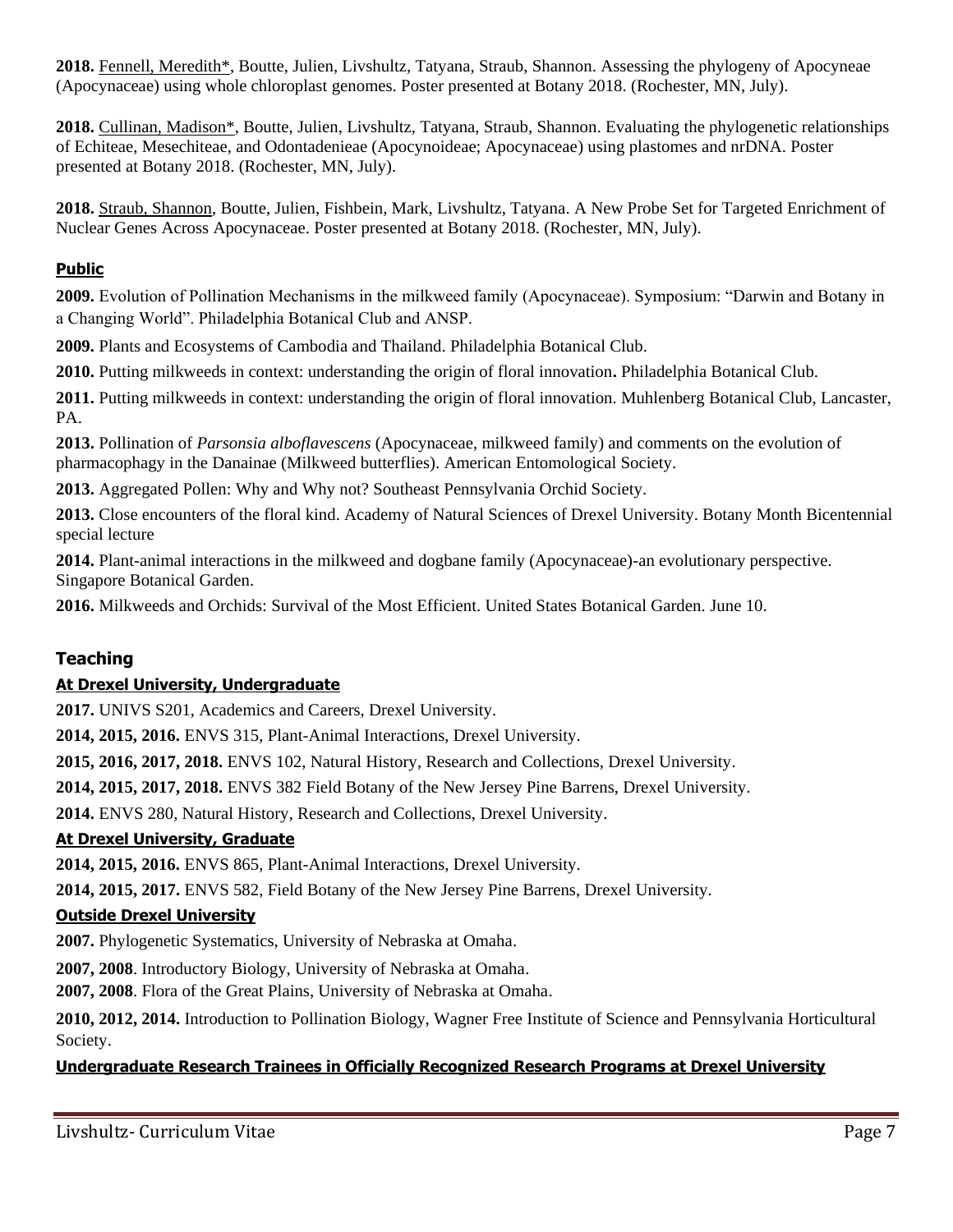**2018.** Fennell, Meredith*, Boutte, Julien, Livshultz, Tatyana, Straub, Shannon. Assessing the phylogeny of Apocyneae (Apocynaceae) using whole chloroplast genomes. Poster presented at Botany 2018. (Rochester, MN, July).

**2018.** Cullinan, Madison*, Boutte, Julien, Livshultz, Tatyana, Straub, Shannon. Evaluating the phylogenetic relationships of Echiteae, Mesechiteae, and Odontadenieae (Apocynoideae; Apocynaceae) using plastomes and nrDNA. Poster presented at Botany 2018. (Rochester, MN, July).

**2018.** Straub, Shannon, Boutte, Julien, Fishbein, Mark, Livshultz, Tatyana. A New Probe Set for Targeted Enrichment of Nuclear Genes Across Apocynaceae. Poster presented at Botany 2018. (Rochester, MN, July).

### Public

**2009.** Evolution of Pollination Mechanisms in the milkweed family (Apocynaceae). Symposium: "Darwin and Botany in a Changing World". Philadelphia Botanical Club and ANSP.

**2009.** Plants and Ecosystems of Cambodia and Thailand. Philadelphia Botanical Club.

**2010.** Putting milkweeds in context: understanding the origin of floral innovation**.** Philadelphia Botanical Club.

**2011.** Putting milkweeds in context: understanding the origin of floral innovation. Muhlenberg Botanical Club, Lancaster, PA.

**2013.** Pollination of *Parsonsia alboflavescens* (Apocynaceae, milkweed family) and comments on the evolution of pharmacophagy in the Danainae (Milkweed butterflies). American Entomological Society.

**2013.** Aggregated Pollen: Why and Why not? Southeast Pennsylvania Orchid Society.

**2013.** Close encounters of the floral kind. Academy of Natural Sciences of Drexel University. Botany Month Bicentennial special lecture

**2014.** Plant-animal interactions in the milkweed and dogbane family (Apocynaceae)-an evolutionary perspective. Singapore Botanical Garden.

**2016.** Milkweeds and Orchids: Survival of the Most Efficient. United States Botanical Garden. June 10.

## Teaching

### At Drexel University, Undergraduate

**2017.** UNIVS S201, Academics and Careers, Drexel University.

**2014, 2015, 2016.** ENVS 315, Plant-Animal Interactions, Drexel University.

**2015, 2016, 2017, 2018.** ENVS 102, Natural History, Research and Collections, Drexel University.

**2014, 2015, 2017, 2018.** ENVS 382 Field Botany of the New Jersey Pine Barrens, Drexel University.

**2014.** ENVS 280, Natural History, Research and Collections, Drexel University.

### At Drexel University, Graduate

**2014, 2015, 2016.** ENVS 865, Plant-Animal Interactions, Drexel University.

**2014, 2015, 2017.** ENVS 582, Field Botany of the New Jersey Pine Barrens, Drexel University.

### Outside Drexel University

**2007.** Phylogenetic Systematics, University of Nebraska at Omaha.

**2007, 2008**. Introductory Biology, University of Nebraska at Omaha.

**2007, 2008**. Flora of the Great Plains, University of Nebraska at Omaha.

**2010, 2012, 2014.** Introduction to Pollination Biology, Wagner Free Institute of Science and Pennsylvania Horticultural Society.

### Undergraduate Research Trainees in Officially Recognized Research Programs at Drexel University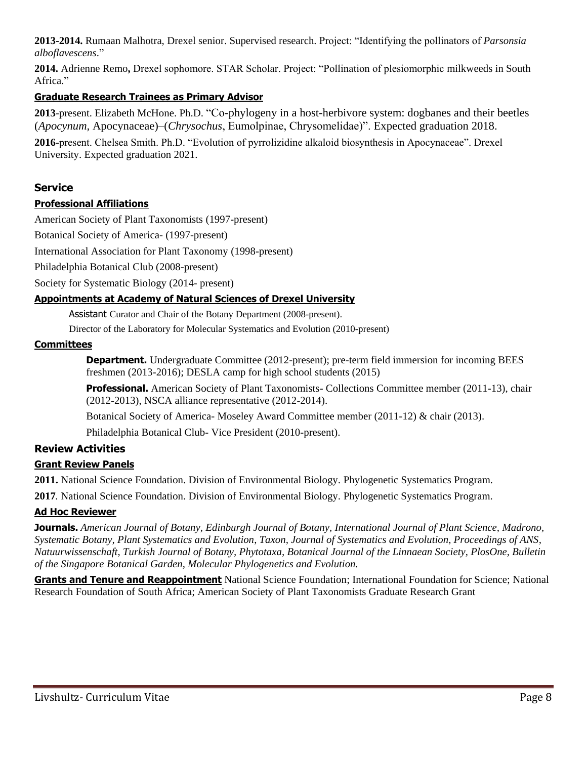**2013-2014.** Rumaan Malhotra, Drexel senior. Supervised research. Project: "Identifying the pollinators of *Parsonsia alboflavescens*."

**2014.** Adrienne Remo**,** Drexel sophomore. STAR Scholar. Project: "Pollination of plesiomorphic milkweeds in South Africa."

### Graduate Research Trainees as Primary Advisor

**2013**-present. Elizabeth McHone. Ph.D. "Co-phylogeny in a host-herbivore system: dogbanes and their beetles (*Apocynum,* Apocynaceae)–(*Chrysochus*, Eumolpinae, Chrysomelidae)". Expected graduation 2018.

**2016**-present. Chelsea Smith. Ph.D. "Evolution of pyrrolizidine alkaloid biosynthesis in Apocynaceae". Drexel University. Expected graduation 2021.

## Service

### Professional Affiliations

American Society of Plant Taxonomists (1997-present)

Botanical Society of America- (1997-present)

International Association for Plant Taxonomy (1998-present)

Philadelphia Botanical Club (2008-present)

Society for Systematic Biology (2014- present)

### Appointments at Academy of Natural Sciences of Drexel University

Assistant Curator and Chair of the Botany Department (2008-present).

Director of the Laboratory for Molecular Systematics and Evolution (2010-present)

### Committees

**Department.** Undergraduate Committee (2012-present); pre-term field immersion for incoming BEES freshmen (2013-2016); DESLA camp for high school students (2015)

**Professional.** American Society of Plant Taxonomists- Collections Committee member (2011-13), chair (2012-2013), NSCA alliance representative (2012-2014).

Botanical Society of America- Moseley Award Committee member (2011-12) & chair (2013).

Philadelphia Botanical Club- Vice President (2010-present).

## Review Activities

### Grant Review Panels

**2011.** National Science Foundation. Division of Environmental Biology. Phylogenetic Systematics Program.

**2017**. National Science Foundation. Division of Environmental Biology. Phylogenetic Systematics Program.

### Ad Hoc Reviewer

**Journals.** *American Journal of Botany, Edinburgh Journal of Botany, International Journal of Plant Science, Madrono, Systematic Botany, Plant Systematics and Evolution, Taxon, Journal of Systematics and Evolution, Proceedings of ANS, Natuurwissenschaft, Turkish Journal of Botany, Phytotaxa, Botanical Journal of the Linnaean Society, PlosOne, Bulletin of the Singapore Botanical Garden, Molecular Phylogenetics and Evolution.*

**Grants and Tenure and Reappointment** National Science Foundation; International Foundation for Science; National Research Foundation of South Africa; American Society of Plant Taxonomists Graduate Research Grant